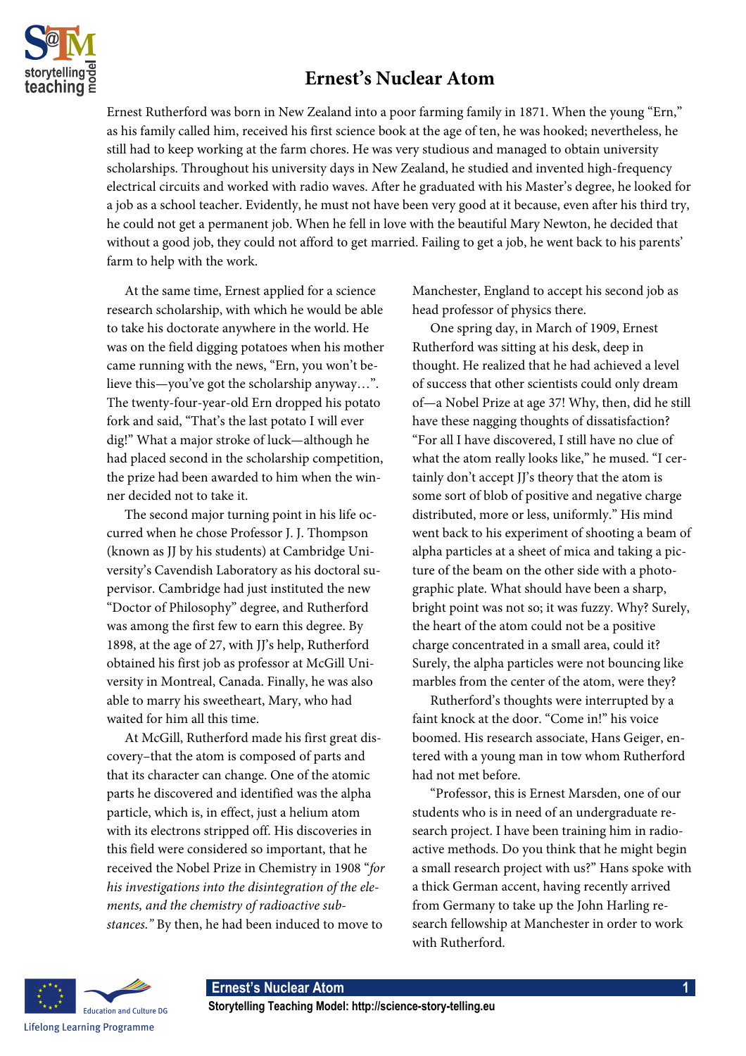# Ernest's Nuclear Atom

Ernest Rutherford was born in New Zealand into a poor farming family in 1871. When the young "Ern," as his family called him, received his first science book at the age of ten, he was hooked; nevertheless, he still had to keep working at the farm chores. He was very studious and managed to obtain university scholarships. Throughout his university days in New Zealand, he studied and invented high-frequency electrical circuits and worked with radio waves. After he graduated with his Master's degree, he looked for a job as a school teacher. Evidently, he must not have been very good at it because, even after his third try, he could not get a permanent job. When he fell in love with the beautiful Mary Newton, he decided that without a good job, they could not afford to get married. Failing to get a job, he went back to his parents' farm to help with the work.

At the same time, Ernest applied for a science research scholarship, with which he would be able to take his doctorate anywhere in the world. He was on the field digging potatoes when his mother came running with the news, "Ern, you won't believe this—you've got the scholarship anyway…". The twenty-four-year-old Ern dropped his potato fork and said, "That's the last potato I will ever dig!" What a major stroke of luck—although he had placed second in the scholarship competition, the prize had been awarded to him when the winner decided not to take it.

The second major turning point in his life occurred when he chose Professor J. J. Thompson (known as JJ by his students) at Cambridge University's Cavendish Laboratory as his doctoral supervisor. Cambridge had just instituted the new "Doctor of Philosophy" degree, and Rutherford was among the first few to earn this degree. By 1898, at the age of 27, with JJ's help, Rutherford obtained his first job as professor at McGill University in Montreal, Canada. Finally, he was also able to marry his sweetheart, Mary, who had waited for him all this time.

At McGill, Rutherford made his first great discovery–that the atom is composed of parts and that its character can change. One of the atomic parts he discovered and identified was the alpha particle, which is, in effect, just a helium atom with its electrons stripped off. His discoveries in this field were considered so important, that he received the Nobel Prize in Chemistry in 1908 "*for his investigations into the disintegration of the elements, and the chemistry of radioactive substances.*" By then, he had been induced to move to Manchester, England to accept his second job as head professor of physics there.

One spring day, in March of 1909, Ernest Rutherford was sitting at his desk, deep in thought. He realized that he had achieved a level of success that other scientists could only dream of—a Nobel Prize at age 37! Why, then, did he still have these nagging thoughts of dissatisfaction? "For all I have discovered, I still have no clue of what the atom really looks like," he mused. "I certainly don't accept JJ's theory that the atom is some sort of blob of positive and negative charge distributed, more or less, uniformly." His mind went back to his experiment of shooting a beam of alpha particles at a sheet of mica and taking a picture of the beam on the other side with a photographic plate. What should have been a sharp, bright point was not so; it was fuzzy. Why? Surely, the heart of the atom could not be a positive charge concentrated in a small area, could it? Surely, the alpha particles were not bouncing like marbles from the center of the atom, were they?

Rutherford's thoughts were interrupted by a faint knock at the door. "Come in!" his voice boomed. His research associate, Hans Geiger, entered with a young man in tow whom Rutherford had not met before.

"Professor, this is Ernest Marsden, one of our students who is in need of an undergraduate research project. I have been training him in radioactive methods. Do you think that he might begin a small research project with us?" Hans spoke with a thick German accent, having recently arrived from Germany to take up the John Harling research fellowship at Manchester in order to work with Rutherford.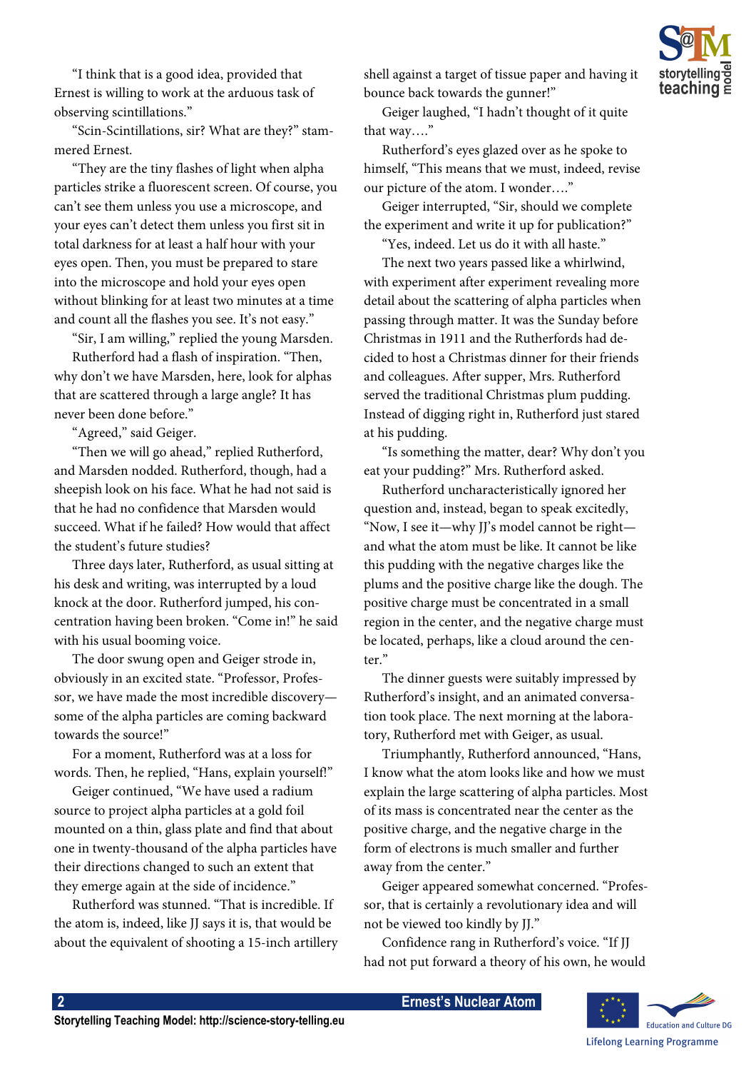"I think that is a good idea, provided that Ernest is willing to work at the arduous task of observing scintillations."

"Scin-Scintillations, sir? What are they?" stammered Ernest.

"They are the tiny flashes of light when alpha particles strike a fluorescent screen. Of course, you can't see them unless you use a microscope, and your eyes can't detect them unless you first sit in total darkness for at least a half hour with your eyes open. Then, you must be prepared to stare into the microscope and hold your eyes open without blinking for at least two minutes at a time and count all the flashes you see. It's not easy."

"Sir, I am willing," replied the young Marsden.

Rutherford had a flash of inspiration. "Then, why don't we have Marsden, here, look for alphas that are scattered through a large angle? It has never been done before."

"Agreed," said Geiger.

"Then we will go ahead," replied Rutherford, and Marsden nodded. Rutherford, though, had a sheepish look on his face. What he had not said is that he had no confidence that Marsden would succeed. What if he failed? How would that affect the student's future studies?

Three days later, Rutherford, as usual sitting at his desk and writing, was interrupted by a loud knock at the door. Rutherford jumped, his concentration having been broken. "Come in!" he said with his usual booming voice.

The door swung open and Geiger strode in, obviously in an excited state. "Professor, Professor, we have made the most incredible discovery—some of the alpha particles are coming backward towards the source!"

For a moment, Rutherford was at a loss for words. Then, he replied, "Hans, explain yourself!"

Geiger continued, "We have used a radium source to project alpha particles at a gold foil mounted on a thin, glass plate and find that about one in twenty-thousand of the alpha particles have their directions changed to such an extent that they emerge again at the side of incidence."

Rutherford was stunned. "That is incredible. If the atom is, indeed, like JJ says it is, that would be about the equivalent of shooting a 15-inch artillery shell against a target of tissue paper and having it bounce back towards the gunner!"

Geiger laughed, "I hadn't thought of it quite that way…."

Rutherford's eyes glazed over as he spoke to himself, "This means that we must, indeed, revise our picture of the atom. I wonder…."

Geiger interrupted, "Sir, should we complete the experiment and write it up for publication?"

"Yes, indeed. Let us do it with all haste."

The next two years passed like a whirlwind, with experiment after experiment revealing more detail about the scattering of alpha particles when passing through matter. It was the Sunday before Christmas in 1911 and the Rutherfords had decided to host a Christmas dinner for their friends and colleagues. After supper, Mrs. Rutherford served the traditional Christmas plum pudding. Instead of digging right in, Rutherford just stared at his pudding.

"Is something the matter, dear? Why don't you eat your pudding?" Mrs. Rutherford asked.

Rutherford uncharacteristically ignored her question and, instead, began to speak excitedly, "Now, I see it—why JJ's model cannot be right—and what the atom must be like. It cannot be like this pudding with the negative charges like the plums and the positive charge like the dough. The positive charge must be concentrated in a small region in the center, and the negative charge must be located, perhaps, like a cloud around the center."

The dinner guests were suitably impressed by Rutherford's insight, and an animated conversation took place. The next morning at the laboratory, Rutherford met with Geiger, as usual.

Triumphantly, Rutherford announced, "Hans, I know what the atom looks like and how we must explain the large scattering of alpha particles. Most of its mass is concentrated near the center as the positive charge, and the negative charge in the form of electrons is much smaller and further away from the center."

Geiger appeared somewhat concerned. "Professor, that is certainly a revolutionary idea and will not be viewed too kindly by JJ."

Confidence rang in Rutherford's voice. "If JJ had not put forward a theory of his own, he would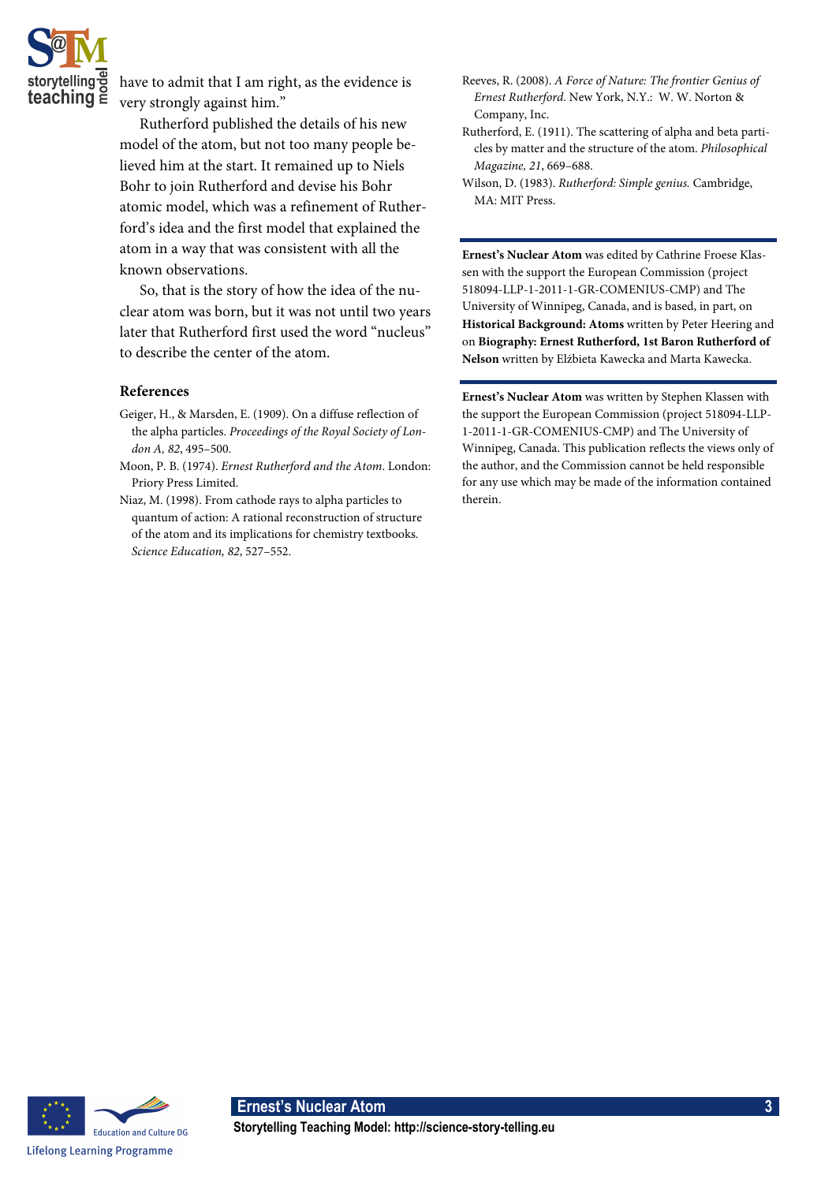have to admit that I am right, as the evidence is very strongly against him."

Rutherford published the details of his new model of the atom, but not too many people believed him at the start. It remained up to Niels Bohr to join Rutherford and devise his Bohr atomic model, which was a refinement of Rutherford's idea and the first model that explained the atom in a way that was consistent with all the known observations.

So, that is the story of how the idea of the nuclear atom was born, but it was not until two years later that Rutherford first used the word "nucleus" to describe the center of the atom.

### References

Geiger, H., & Marsden, E. (1909). On a diffuse reflection of the alpha particles. *Proceedings of the Royal Society of London A, 82*, 495–500.

Moon, P. B. (1974). *Ernest Rutherford and the Atom*. London: Priory Press Limited.

Niaz, M. (1998). From cathode rays to alpha particles to quantum of action: A rational reconstruction of structure of the atom and its implications for chemistry textbooks. *Science Education, 82*, 527–552.

Reeves, R. (2008). *A Force of Nature: The frontier Genius of Ernest Rutherford*. New York, N.Y.: W. W. Norton & Company, Inc.

Rutherford, E. (1911). The scattering of alpha and beta particles by matter and the structure of the atom. *Philosophical Magazine, 21*, 669–688.

Wilson, D. (1983). *Rutherford: Simple genius.* Cambridge, MA: MIT Press.

---

**Ernest's Nuclear Atom** was edited by Cathrine Froese Klassen with the support the European Commission (project 518094-LLP-1-2011-1-GR-COMENIUS-CMP) and The University of Winnipeg, Canada, and is based, in part, on **Historical Background: Atoms** written by Peter Heering and on **Biography: Ernest Rutherford, 1st Baron Rutherford of Nelson** written by Elżbieta Kawecka and Marta Kawecka.

---

**Ernest's Nuclear Atom** was written by Stephen Klassen with the support the European Commission (project 518094-LLP-1-2011-1-GR-COMENIUS-CMP) and The University of Winnipeg, Canada. This publication reflects the views only of the author, and the Commission cannot be held responsible for any use which may be made of the information contained therein.